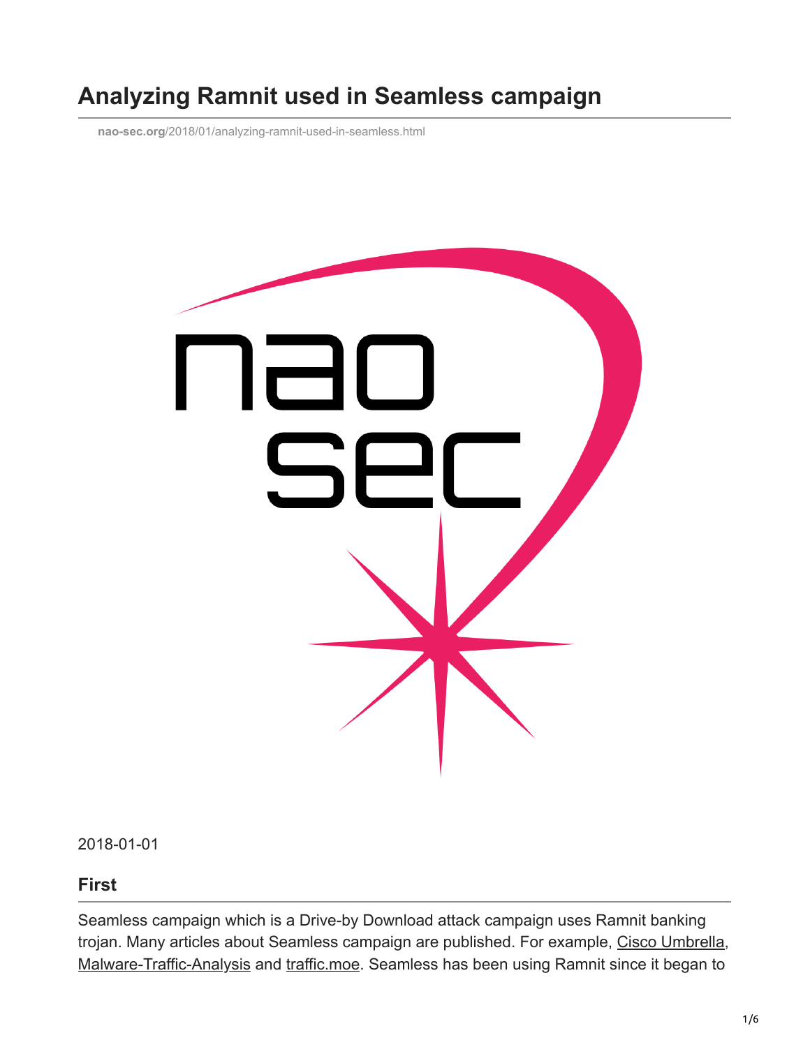# Analyzing Ramnit used in Seamless campaign

nao-sec.org/2018/01/analyzing-ramnit-used-in-seamless.html

2018-01-01

## First

Seamless campaign which is a Drive-by Download attack campaign uses Ramnit banking trojan. Many articles about Seamless campaign are published. For example, Cisco Umbrella, Malware-Traffic-Analysis and traffic.moe. Seamless has been using Ramnit since it began to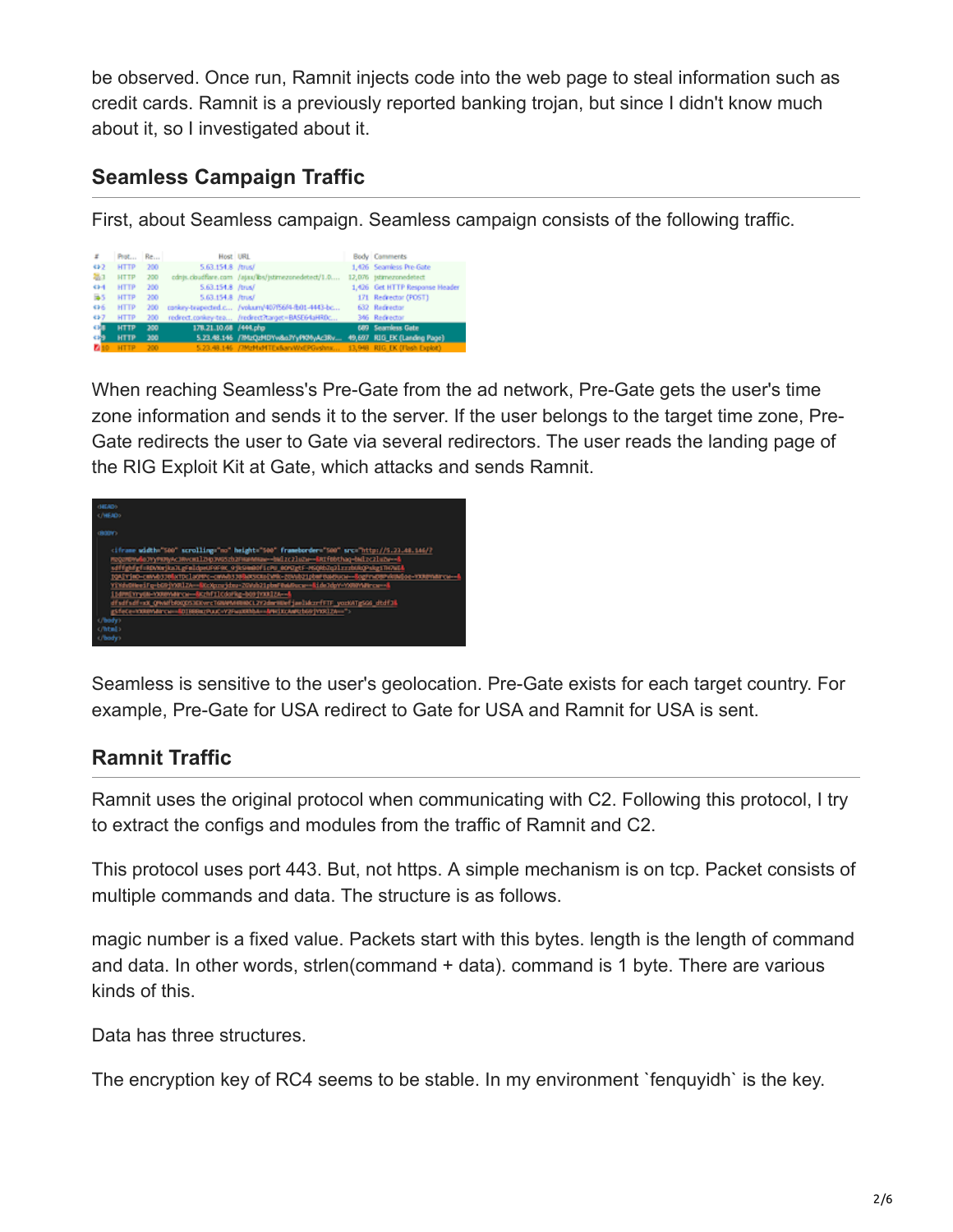be observed. Once run, Ramnit injects code into the web page to steal information such as credit cards. Ramnit is a previously reported banking trojan, but since I didn't know much about it, so I investigated about it.

## Seamless Campaign Traffic

First, about Seamless campaign. Seamless campaign consists of the following traffic.

When reaching Seamless's Pre-Gate from the ad network, Pre-Gate gets the user's time zone information and sends it to the server. If the user belongs to the target time zone, Pre-Gate redirects the user to Gate via several redirectors. The user reads the landing page of the RIG Exploit Kit at Gate, which attacks and sends Ramnit.

Seamless is sensitive to the user's geolocation. Pre-Gate exists for each target country. For example, Pre-Gate for USA redirect to Gate for USA and Ramnit for USA is sent.

## Ramnit Traffic

Ramnit uses the original protocol when communicating with C2. Following this protocol, I try to extract the configs and modules from the traffic of Ramnit and C2.

This protocol uses port 443. But, not https. A simple mechanism is on tcp. Packet consists of multiple commands and data. The structure is as follows.

magic number is a fixed value. Packets start with this bytes. length is the length of command and data. In other words, strlen(command + data). command is 1 byte. There are various kinds of this.

Data has three structures.

The encryption key of RC4 seems to be stable. In my environment `fenquyidh` is the key.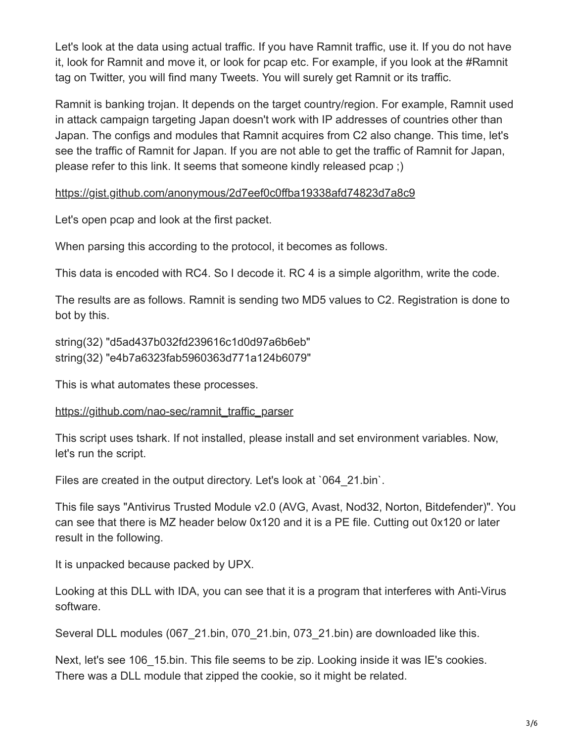Let's look at the data using actual traffic. If you have Ramnit traffic, use it. If you do not have it, look for Ramnit and move it, or look for pcap etc. For example, if you look at the #Ramnit tag on Twitter, you will find many Tweets. You will surely get Ramnit or its traffic.

Ramnit is banking trojan. It depends on the target country/region. For example, Ramnit used in attack campaign targeting Japan doesn't work with IP addresses of countries other than Japan. The configs and modules that Ramnit acquires from C2 also change. This time, let's see the traffic of Ramnit for Japan. If you are not able to get the traffic of Ramnit for Japan, please refer to this link. It seems that someone kindly released pcap ;)

https://gist.github.com/anonymous/2d7eef0c0ffba19338afd74823d7a8c9

Let's open pcap and look at the first packet.

When parsing this according to the protocol, it becomes as follows.

This data is encoded with RC4. So I decode it. RC 4 is a simple algorithm, write the code.

The results are as follows. Ramnit is sending two MD5 values to C2. Registration is done to bot by this.

string(32) "d5ad437b032fd239616c1d0d97a6b6eb"
string(32) "e4b7a6323fab5960363d771a124b6079"

This is what automates these processes.

https://github.com/nao-sec/ramnit_traffic_parser

This script uses tshark. If not installed, please install and set environment variables. Now, let's run the script.

Files are created in the output directory. Let's look at `064_21.bin`.

This file says "Antivirus Trusted Module v2.0 (AVG, Avast, Nod32, Norton, Bitdefender)". You can see that there is MZ header below 0x120 and it is a PE file. Cutting out 0x120 or later result in the following.

It is unpacked because packed by UPX.

Looking at this DLL with IDA, you can see that it is a program that interferes with Anti-Virus software.

Several DLL modules (067_21.bin, 070_21.bin, 073_21.bin) are downloaded like this.

Next, let's see 106_15.bin. This file seems to be zip. Looking inside it was IE's cookies. There was a DLL module that zipped the cookie, so it might be related.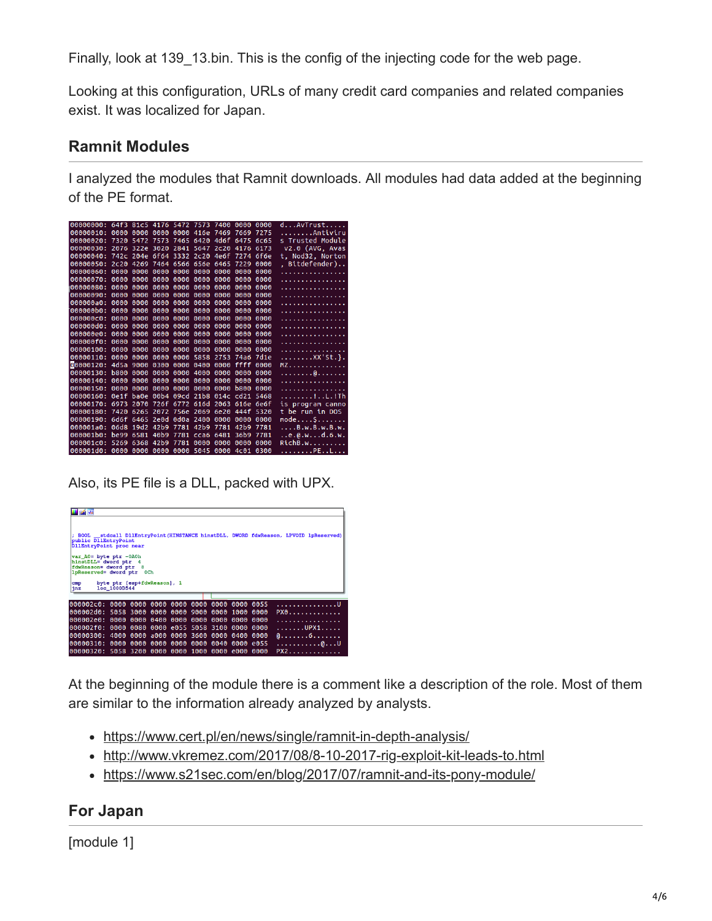Finally, look at 139_13.bin. This is the config of the injecting code for the web page.

Looking at this configuration, URLs of many credit card companies and related companies exist. It was localized for Japan.

## Ramnit Modules

I analyzed the modules that Ramnit downloads. All modules had data added at the beginning of the PE format.

Also, its PE file is a DLL, packed with UPX.

At the beginning of the module there is a comment like a description of the role. Most of them are similar to the information already analyzed by analysts.

- https://www.cert.pl/en/news/single/ramnit-in-depth-analysis/
- http://www.vkremez.com/2017/08/8-10-2017-rig-exploit-kit-leads-to.html
- https://www.s21sec.com/en/blog/2017/07/ramnit-and-its-pony-module/

## For Japan

[module 1]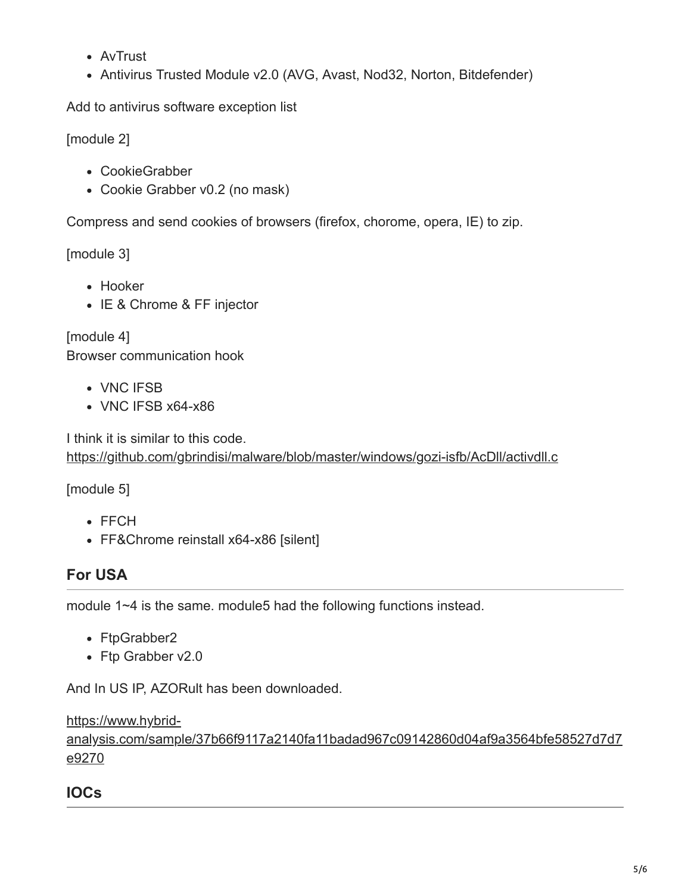- AvTrust
- Antivirus Trusted Module v2.0 (AVG, Avast, Nod32, Norton, Bitdefender)

Add to antivirus software exception list

[module 2]

- CookieGrabber
- Cookie Grabber v0.2 (no mask)

Compress and send cookies of browsers (firefox, chorome, opera, IE) to zip.

[module 3]

- Hooker
- IE & Chrome & FF injector

[module 4]
Browser communication hook

- VNC IFSB
- VNC IFSB x64-x86

I think it is similar to this code.
https://github.com/gbrindisi/malware/blob/master/windows/gozi-isfb/AcDll/activdll.c

[module 5]

- FFCH
- FF&Chrome reinstall x64-x86 [silent]

## For USA

module 1~4 is the same. module5 had the following functions instead.

- FtpGrabber2
- Ftp Grabber v2.0

And In US IP, AZORult has been downloaded.

https://www.hybrid-analysis.com/sample/37b66f9117a2140fa11badad967c09142860d04af9a3564bfe58527d7d7e9270

## IOCs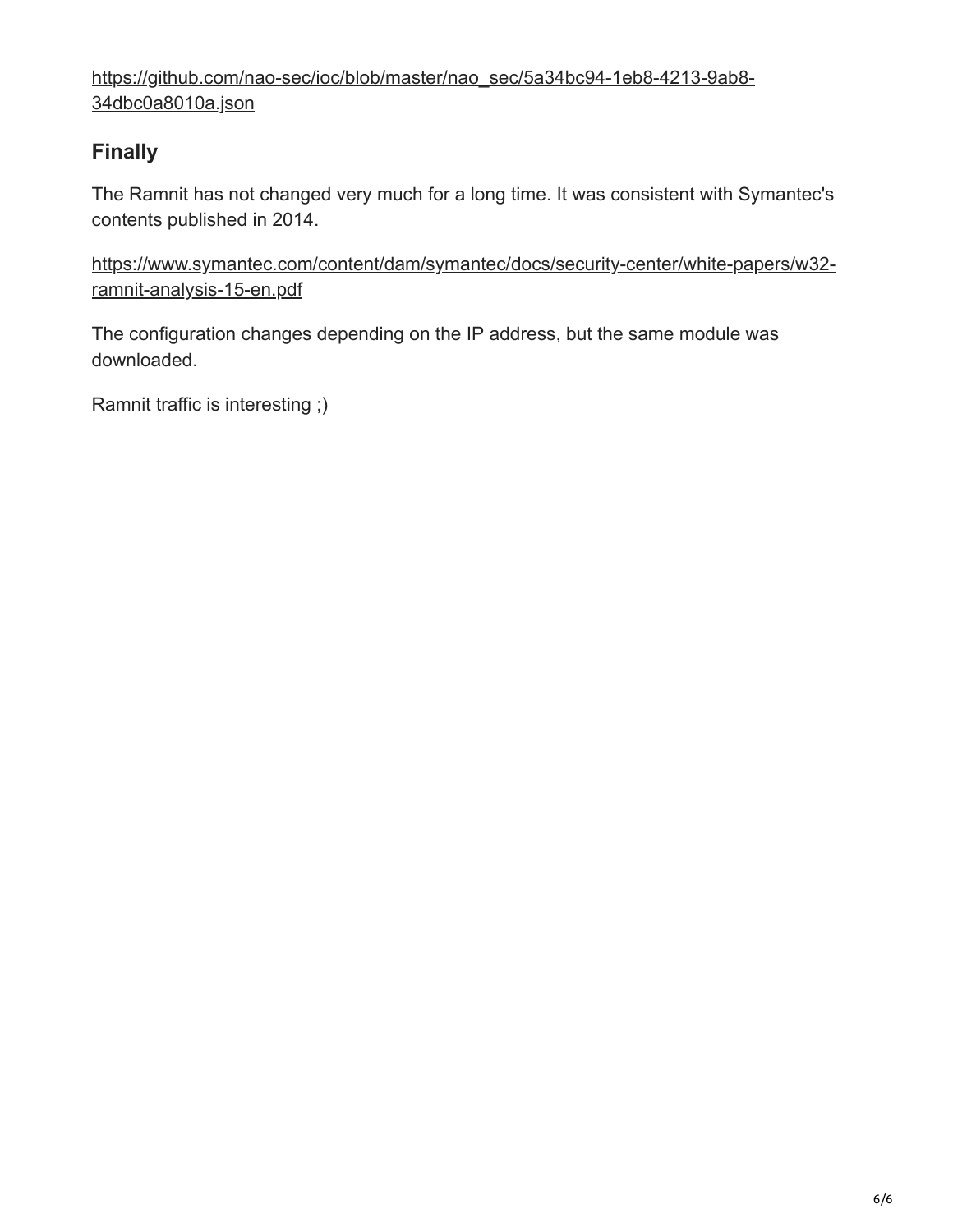https://github.com/nao-sec/ioc/blob/master/nao_sec/5a34bc94-1eb8-4213-9ab8-34dbc0a8010a.json

## Finally

The Ramnit has not changed very much for a long time. It was consistent with Symantec's contents published in 2014.

https://www.symantec.com/content/dam/symantec/docs/security-center/white-papers/w32-ramnit-analysis-15-en.pdf

The configuration changes depending on the IP address, but the same module was downloaded.

Ramnit traffic is interesting ;)